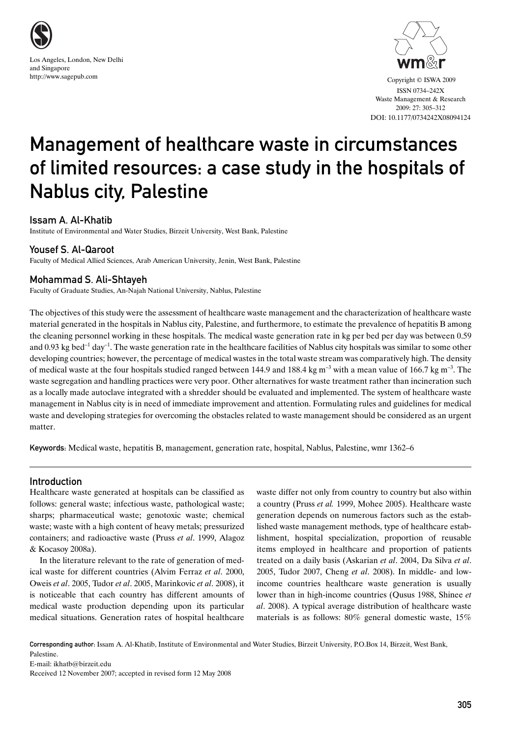# Management of healthcare waste in circumstances of limited resources: a case study in the hospitals of Nablus city, Palestine

**Issam A. Al-Khatib**
Institute of Environmental and Water Studies, Birzeit University, West Bank, Palestine

**Yousef S. Al-Qaroot**
Faculty of Medical Allied Sciences, Arab American University, Jenin, West Bank, Palestine

**Mohammad S. Ali-Shtayeh**
Faculty of Graduate Studies, An-Najah National University, Nablus, Palestine

The objectives of this study were the assessment of healthcare waste management and the characterization of healthcare waste material generated in the hospitals in Nablus city, Palestine, and furthermore, to estimate the prevalence of hepatitis B among the cleaning personnel working in these hospitals. The medical waste generation rate in kg per bed per day was between 0.59 and 0.93 kg $bed^{-1}$ $day^{-1}$. The waste generation rate in the healthcare facilities of Nablus city hospitals was similar to some other developing countries; however, the percentage of medical wastes in the total waste stream was comparatively high. The density of medical waste at the four hospitals studied ranged between 144.9 and 188.4 kg $m^{-3}$ with a mean value of 166.7 kg $m^{-3}$. The waste segregation and handling practices were very poor. Other alternatives for waste treatment rather than incineration such as a locally made autoclave integrated with a shredder should be evaluated and implemented. The system of healthcare waste management in Nablus city is in need of immediate improvement and attention. Formulating rules and guidelines for medical waste and developing strategies for overcoming the obstacles related to waste management should be considered as an urgent matter.

**Keywords**: Medical waste, hepatitis B, management, generation rate, hospital, Nablus, Palestine, wmr 1362–6

## Introduction

Healthcare waste generated at hospitals can be classified as follows: general waste; infectious waste, pathological waste; sharps; pharmaceutical waste; genotoxic waste; chemical waste; waste with a high content of heavy metals; pressurized containers; and radioactive waste (Pruss *et al*. 1999, Alagoz & Kocasoy 2008a).

In the literature relevant to the rate of generation of medical waste for different countries (Alvim Ferraz *et al*. 2000, Oweis *et al*. 2005, Tudor *et al*. 2005, Marinkovic *et al*. 2008), it is noticeable that each country has different amounts of medical waste production depending upon its particular medical situations. Generation rates of hospital healthcare waste differ not only from country to country but also within a country (Pruss *et al.* 1999, Mohee 2005). Healthcare waste generation depends on numerous factors such as the established waste management methods, type of healthcare establishment, hospital specialization, proportion of reusable items employed in healthcare and proportion of patients treated on a daily basis (Askarian *et al*. 2004, Da Silva *et al*. 2005, Tudor 2007, Cheng *et al*. 2008). In middle- and low-income countries healthcare waste generation is usually lower than in high-income countries (Qusus 1988, Shinee *et al*. 2008). A typical average distribution of healthcare waste materials is as follows: 80% general domestic waste, 15%

**Corresponding author**: Issam A. Al-Khatib, Institute of Environmental and Water Studies, Birzeit University, P.O.Box 14, Birzeit, West Bank, Palestine.
E-mail: ikhatb@birzeit.edu
Received 12 November 2007; accepted in revised form 12 May 2008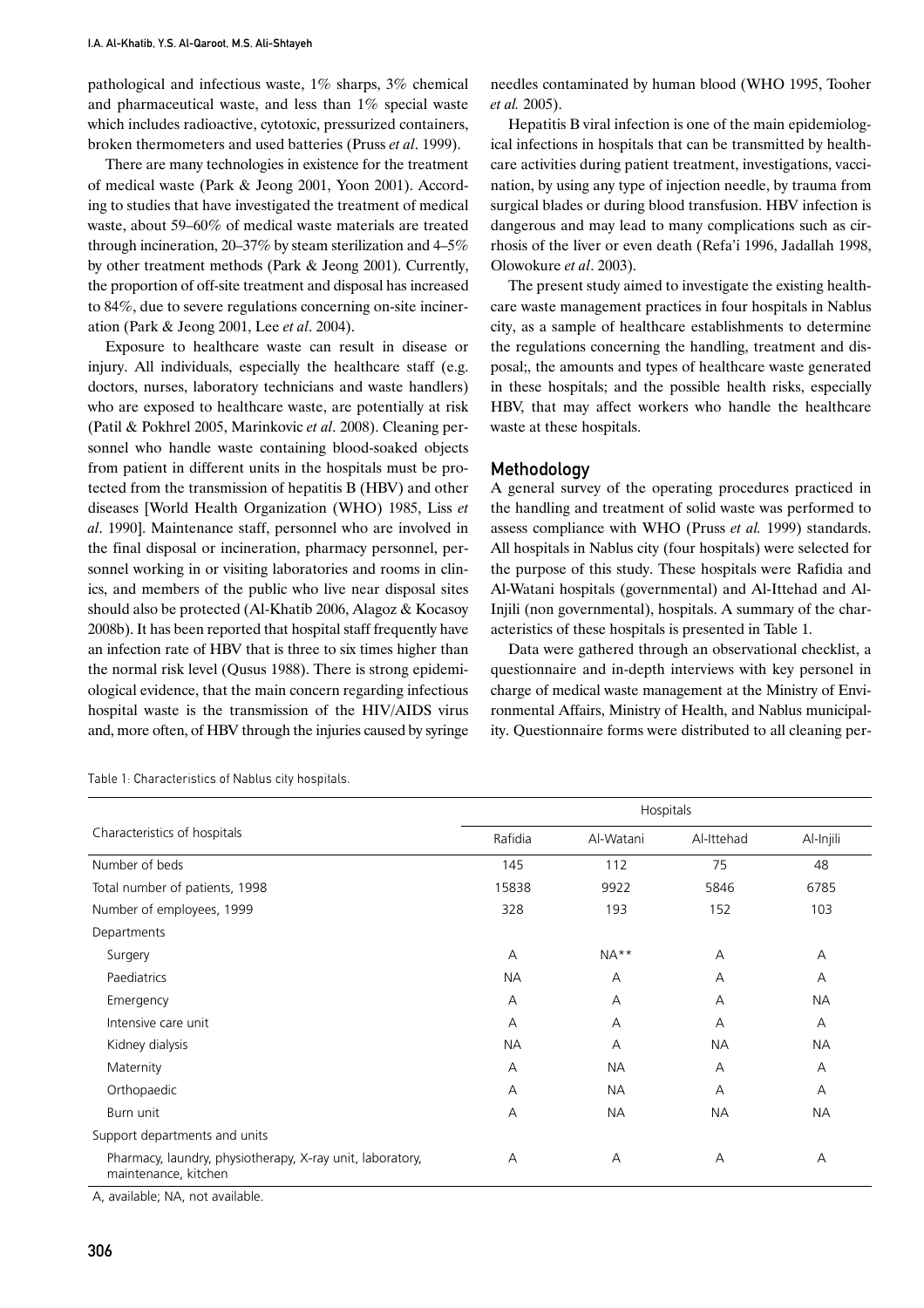pathological and infectious waste, 1% sharps, 3% chemical and pharmaceutical waste, and less than 1% special waste which includes radioactive, cytotoxic, pressurized containers, broken thermometers and used batteries (Pruss *et al*. 1999).

There are many technologies in existence for the treatment of medical waste (Park & Jeong 2001, Yoon 2001). According to studies that have investigated the treatment of medical waste, about 59–60% of medical waste materials are treated through incineration, 20–37% by steam sterilization and 4–5% by other treatment methods (Park & Jeong 2001). Currently, the proportion of off-site treatment and disposal has increased to 84%, due to severe regulations concerning on-site incineration (Park & Jeong 2001, Lee *et al*. 2004).

Exposure to healthcare waste can result in disease or injury. All individuals, especially the healthcare staff (e.g. doctors, nurses, laboratory technicians and waste handlers) who are exposed to healthcare waste, are potentially at risk (Patil & Pokhrel 2005, Marinkovic *et al*. 2008). Cleaning personnel who handle waste containing blood-soaked objects from patient in different units in the hospitals must be protected from the transmission of hepatitis B (HBV) and other diseases [World Health Organization (WHO) 1985, Liss *et al*. 1990]. Maintenance staff, personnel who are involved in the final disposal or incineration, pharmacy personnel, personnel working in or visiting laboratories and rooms in clinics, and members of the public who live near disposal sites should also be protected (Al-Khatib 2006, Alagoz & Kocasoy 2008b). It has been reported that hospital staff frequently have an infection rate of HBV that is three to six times higher than the normal risk level (Qusus 1988). There is strong epidemiological evidence, that the main concern regarding infectious hospital waste is the transmission of the HIV/AIDS virus and, more often, of HBV through the injuries caused by syringe needles contaminated by human blood (WHO 1995, Tooher *et al.* 2005).

Hepatitis B viral infection is one of the main epidemiological infections in hospitals that can be transmitted by healthcare activities during patient treatment, investigations, vaccination, by using any type of injection needle, by trauma from surgical blades or during blood transfusion. HBV infection is dangerous and may lead to many complications such as cirrhosis of the liver or even death (Refa'i 1996, Jadallah 1998, Olowokure *et al*. 2003).

The present study aimed to investigate the existing healthcare waste management practices in four hospitals in Nablus city, as a sample of healthcare establishments to determine the regulations concerning the handling, treatment and disposal;, the amounts and types of healthcare waste generated in these hospitals; and the possible health risks, especially HBV, that may affect workers who handle the healthcare waste at these hospitals.

## Methodology

A general survey of the operating procedures practiced in the handling and treatment of solid waste was performed to assess compliance with WHO (Pruss *et al.* 1999) standards. All hospitals in Nablus city (four hospitals) were selected for the purpose of this study. These hospitals were Rafidia and Al-Watani hospitals (governmental) and Al-Ittehad and Al-Injili (non governmental), hospitals. A summary of the characteristics of these hospitals is presented in Table 1.

Data were gathered through an observational checklist, a questionnaire and in-depth interviews with key personel in charge of medical waste management at the Ministry of Environmental Affairs, Ministry of Health, and Nablus municipality. Questionnaire forms were distributed to all cleaning per-

Table 1: Characteristics of Nablus city hospitals.

| Characteristics of hospitals | Hospitals | | | |
|---|---|---|---|---|
| | Rafidia | Al-Watani | Al-Ittehad | Al-Injili |
| Number of beds | 145 | 112 | 75 | 48 |
| Total number of patients, 1998 | 15838 | 9922 | 5846 | 6785 |
| Number of employees, 1999 | 328 | 193 | 152 | 103 |
| Departments | | | | |
| Surgery | A | NA** | A | A |
| Paediatrics | NA | A | A | A |
| Emergency | A | A | A | NA |
| Intensive care unit | A | A | A | A |
| Kidney dialysis | NA | A | NA | NA |
| Maternity | A | NA | A | A |
| Orthopaedic | A | NA | A | A |
| Burn unit | A | NA | NA | NA |
| Support departments and units | | | | |
| Pharmacy, laundry, physiotherapy, X-ray unit, laboratory, maintenance, kitchen | A | A | A | A |

A, available; NA, not available.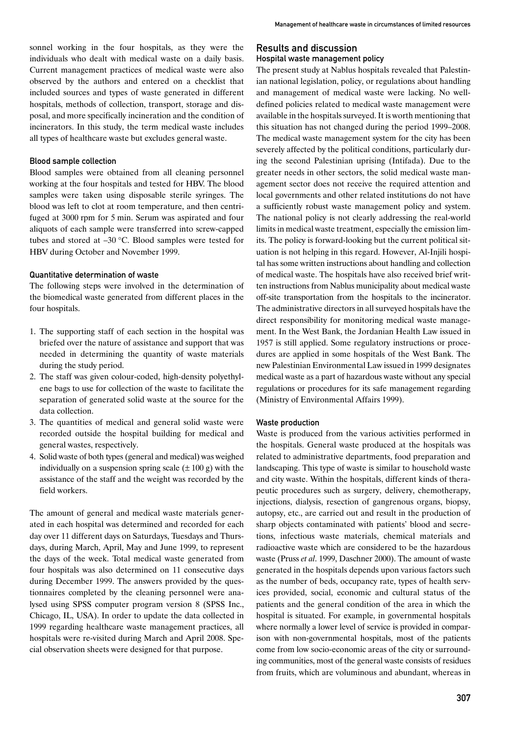sonnel working in the four hospitals, as they were the individuals who dealt with medical waste on a daily basis. Current management practices of medical waste were also observed by the authors and entered on a checklist that included sources and types of waste generated in different hospitals, methods of collection, transport, storage and disposal, and more specifically incineration and the condition of incinerators. In this study, the term medical waste includes all types of healthcare waste but excludes general waste.

### Blood sample collection

Blood samples were obtained from all cleaning personnel working at the four hospitals and tested for HBV. The blood samples were taken using disposable sterile syringes. The blood was left to clot at room temperature, and then centrifuged at 3000 rpm for 5 min. Serum was aspirated and four aliquots of each sample were transferred into screw-capped tubes and stored at –30 °C. Blood samples were tested for HBV during October and November 1999.

### Quantitative determination of waste

The following steps were involved in the determination of the biomedical waste generated from different places in the four hospitals.

1. The supporting staff of each section in the hospital was briefed over the nature of assistance and support that was needed in determining the quantity of waste materials during the study period.
2. The staff was given colour-coded, high-density polyethylene bags to use for collection of the waste to facilitate the separation of generated solid waste at the source for the data collection.
3. The quantities of medical and general solid waste were recorded outside the hospital building for medical and general wastes, respectively.
4. Solid waste of both types (general and medical) was weighed individually on a suspension spring scale (± 100 g) with the assistance of the staff and the weight was recorded by the field workers.

The amount of general and medical waste materials generated in each hospital was determined and recorded for each day over 11 different days on Saturdays, Tuesdays and Thursdays, during March, April, May and June 1999, to represent the days of the week. Total medical waste generated from four hospitals was also determined on 11 consecutive days during December 1999. The answers provided by the cleaning personnel were analysed using SPSS computer program version 8 (SPSS Inc., Chicago, IL, USA). In order to update the data collected in 1999 regarding healthcare waste management practices, all hospitals were re-visited during March and April 2008. Special observation sheets were designed for that purpose.

## Results and discussion

### Hospital waste management policy

The present study at Nablus hospitals revealed that Palestinian national legislation, policy, or regulations about handling and management of medical waste were lacking. No well-defined policies related to medical waste management were available in the hospitals surveyed. It is worth mentioning that this situation has not changed during the period 1999–2008. The medical waste management system for the city has been severely affected by the political conditions, particularly during the second Palestinian uprising (Intifada). Due to the greater needs in other sectors, the solid medical waste management sector does not receive the required attention and local governments and other related institutions do not have a sufficiently robust waste management policy and system. The national policy is not clearly addressing the real-world limits in medical waste treatment, especially the emission limits. The policy is forward-looking but the current political situation is not helping in this regard. However, Al-Injili hospital has some written instructions about handling and collection of medical waste. The hospitals have also received brief written instructions from Nablus municipality about medical waste off-site transportation from the hospitals to the incinerator. The administrative directors in all surveyed hospitals have the direct responsibility for monitoring medical waste management. In the West Bank, the Jordanian Health Law issued in 1957 is still applied. Some regulatory instructions or procedures are applied in some hospitals of the West Bank. The new Palestinian Environmental Law issued in 1999 designates medical waste as a part of hazardous waste without any special regulations or procedures for its safe management regarding (Ministry of Environmental Affairs 1999).

### Waste production

Waste is produced from the various activities performed in the hospitals. General waste produced at the hospitals was related to administrative departments, food preparation and landscaping. This type of waste is similar to household waste and city waste. Within the hospitals, different kinds of therapeutic procedures such as surgery, delivery, chemotherapy, injections, dialysis, resection of gangrenous organs, biopsy, autopsy, etc., are carried out and result in the production of sharp objects contaminated with patients' blood and secretions, infectious waste materials, chemical materials and radioactive waste which are considered to be the hazardous waste (Pruss *et al*. 1999, Daschner 2000). The amount of waste generated in the hospitals depends upon various factors such as the number of beds, occupancy rate, types of health services provided, social, economic and cultural status of the patients and the general condition of the area in which the hospital is situated. For example, in governmental hospitals where normally a lower level of service is provided in comparison with non-governmental hospitals, most of the patients come from low socio-economic areas of the city or surrounding communities, most of the general waste consists of residues from fruits, which are voluminous and abundant, whereas in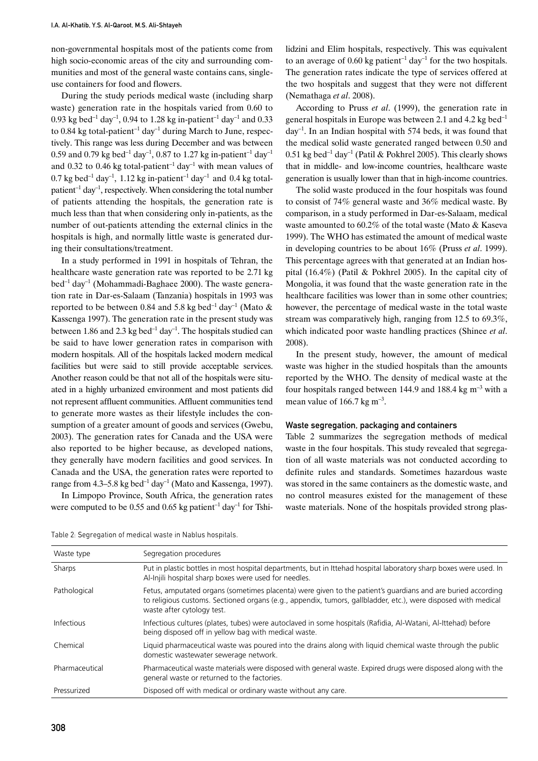non-governmental hospitals most of the patients come from high socio-economic areas of the city and surrounding communities and most of the general waste contains cans, single-use containers for food and flowers.

During the study periods medical waste (including sharp waste) generation rate in the hospitals varied from 0.60 to 0.93 kg $bed^{-1}$ $day^{-1}$, 0.94 to 1.28 kg in-$patient^{-1}$ $day^{-1}$ and 0.33 to 0.84 kg total-$patient^{-1}$ $day^{-1}$ during March to June, respectively. This range was less during December and was between 0.59 and 0.79 kg $bed^{-1}$ $day^{-1}$, 0.87 to 1.27 kg in-$patient^{-1}$ $day^{-1}$ and 0.32 to 0.46 kg total-$patient^{-1}$ $day^{-1}$ with mean values of 0.7 kg $bed^{-1}$ $day^{-1}$, 1.12 kg in-$patient^{-1}$ $day^{-1}$ and 0.4 kg total-$patient^{-1}$ $day^{-1}$, respectively. When considering the total number of patients attending the hospitals, the generation rate is much less than that when considering only in-patients, as the number of out-patients attending the external clinics in the hospitals is high, and normally little waste is generated during their consultations/treatment.

In a study performed in 1991 in hospitals of Tehran, the healthcare waste generation rate was reported to be 2.71 kg $bed^{-1}$ $day^{-1}$ (Mohammadi-Baghaee 2000). The waste generation rate in Dar-es-Salaam (Tanzania) hospitals in 1993 was reported to be between 0.84 and 5.8 kg $bed^{-1}$ $day^{-1}$ (Mato & Kassenga 1997). The generation rate in the present study was between 1.86 and 2.3 kg $bed^{-1}$ $day^{-1}$. The hospitals studied can be said to have lower generation rates in comparison with modern hospitals. All of the hospitals lacked modern medical facilities but were said to still provide acceptable services. Another reason could be that not all of the hospitals were situated in a highly urbanized environment and most patients did not represent affluent communities. Affluent communities tend to generate more wastes as their lifestyle includes the consumption of a greater amount of goods and services (Gwebu, 2003). The generation rates for Canada and the USA were also reported to be higher because, as developed nations, they generally have modern facilities and good services. In Canada and the USA, the generation rates were reported to range from 4.3–5.8 kg $bed^{-1}$ $day^{-1}$ (Mato and Kassenga, 1997).

In Limpopo Province, South Africa, the generation rates were computed to be 0.55 and 0.65 kg $patient^{-1}$ $day^{-1}$ for Tshilidzini and Elim hospitals, respectively. This was equivalent to an average of 0.60 kg $patient^{-1}$ $day^{-1}$ for the two hospitals. The generation rates indicate the type of services offered at the two hospitals and suggest that they were not different (Nemathaga *et al*. 2008).

According to Pruss *et al*. (1999), the generation rate in general hospitals in Europe was between 2.1 and 4.2 kg $bed^{-1}$ $day^{-1}$. In an Indian hospital with 574 beds, it was found that the medical solid waste generated ranged between 0.50 and 0.51 kg $bed^{-1}$ $day^{-1}$ (Patil & Pokhrel 2005). This clearly shows that in middle- and low-income countries, healthcare waste generation is usually lower than that in high-income countries.

The solid waste produced in the four hospitals was found to consist of 74% general waste and 36% medical waste. By comparison, in a study performed in Dar-es-Salaam, medical waste amounted to 60.2% of the total waste (Mato & Kaseva 1999). The WHO has estimated the amount of medical waste in developing countries to be about 16% (Pruss *et al*. 1999). This percentage agrees with that generated at an Indian hospital (16.4%) (Patil & Pokhrel 2005). In the capital city of Mongolia, it was found that the waste generation rate in the healthcare facilities was lower than in some other countries; however, the percentage of medical waste in the total waste stream was comparatively high, ranging from 12.5 to 69.3%, which indicated poor waste handling practices (Shinee *et al*. 2008).

In the present study, however, the amount of medical waste was higher in the studied hospitals than the amounts reported by the WHO. The density of medical waste at the four hospitals ranged between 144.9 and 188.4 kg $m^{-3}$ with a mean value of 166.7 kg $m^{-3}$.

### Waste segregation, packaging and containers

Table 2 summarizes the segregation methods of medical waste in the four hospitals. This study revealed that segregation of all waste materials was not conducted according to definite rules and standards. Sometimes hazardous waste was stored in the same containers as the domestic waste, and no control measures existed for the management of these waste materials. None of the hospitals provided strong plas-

Table 2: Segregation of medical waste in Nablus hospitals.

| Waste type | Segregation procedures |
|---|---|
| Sharps | Put in plastic bottles in most hospital departments, but in Ittehad hospital laboratory sharp boxes were used. In Al-Injili hospital sharp boxes were used for needles. |
| Pathological | Fetus, amputated organs (sometimes placenta) were given to the patient's guardians and are buried according to religious customs. Sectioned organs (e.g., appendix, tumors, gallbladder, etc.), were disposed with medical waste after cytology test. |
| Infectious | Infectious cultures (plates, tubes) were autoclaved in some hospitals (Rafidia, Al-Watani, Al-Ittehad) before being disposed off in yellow bag with medical waste. |
| Chemical | Liquid pharmaceutical waste was poured into the drains along with liquid chemical waste through the public domestic wastewater sewerage network. |
| Pharmaceutical | Pharmaceutical waste materials were disposed with general waste. Expired drugs were disposed along with the general waste or returned to the factories. |
| Pressurized | Disposed off with medical or ordinary waste without any care. |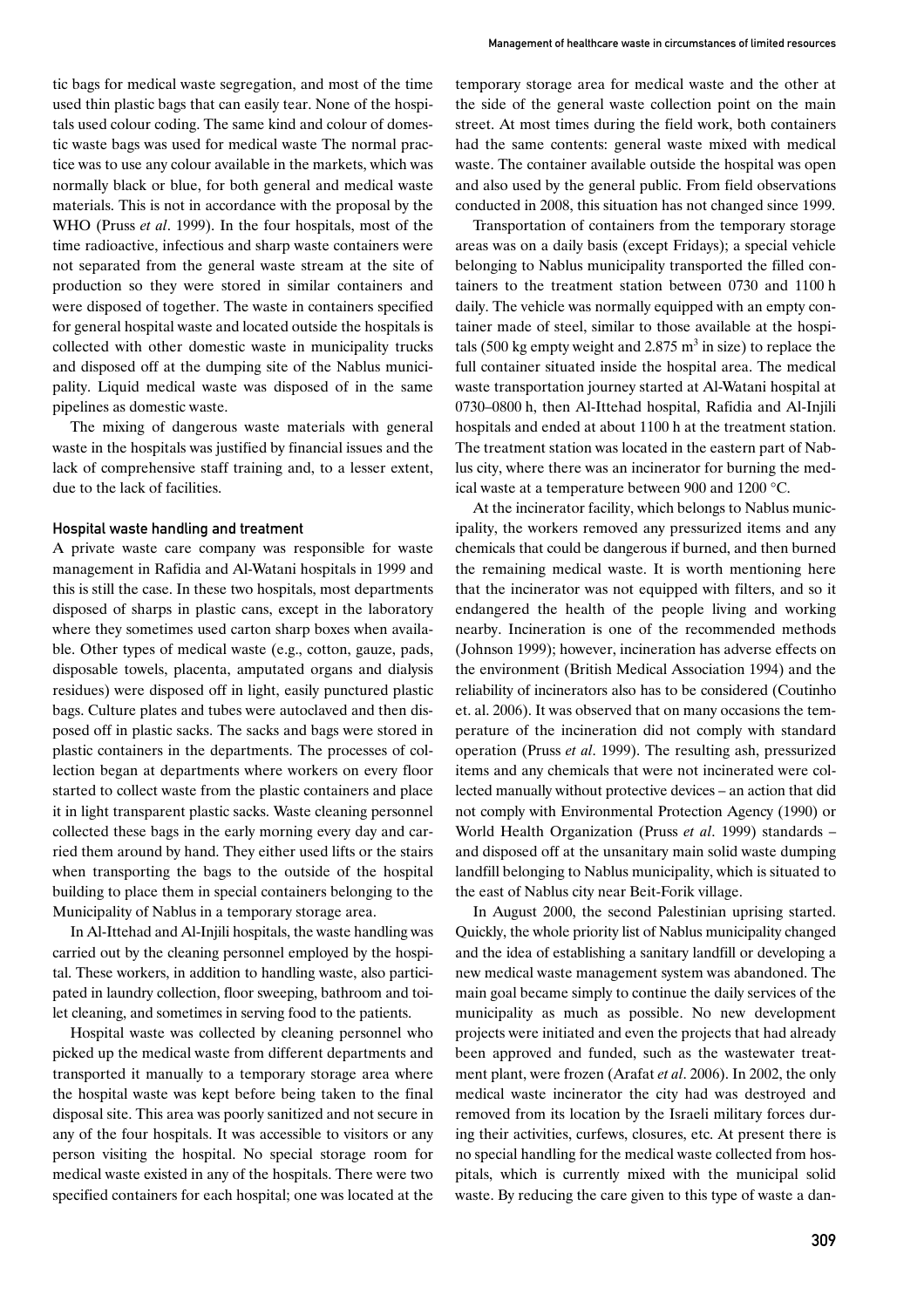tic bags for medical waste segregation, and most of the time used thin plastic bags that can easily tear. None of the hospitals used colour coding. The same kind and colour of domestic waste bags was used for medical waste The normal practice was to use any colour available in the markets, which was normally black or blue, for both general and medical waste materials. This is not in accordance with the proposal by the WHO (Pruss *et al*. 1999). In the four hospitals, most of the time radioactive, infectious and sharp waste containers were not separated from the general waste stream at the site of production so they were stored in similar containers and were disposed of together. The waste in containers specified for general hospital waste and located outside the hospitals is collected with other domestic waste in municipality trucks and disposed off at the dumping site of the Nablus municipality. Liquid medical waste was disposed of in the same pipelines as domestic waste.

The mixing of dangerous waste materials with general waste in the hospitals was justified by financial issues and the lack of comprehensive staff training and, to a lesser extent, due to the lack of facilities.

### Hospital waste handling and treatment

A private waste care company was responsible for waste management in Rafidia and Al-Watani hospitals in 1999 and this is still the case. In these two hospitals, most departments disposed of sharps in plastic cans, except in the laboratory where they sometimes used carton sharp boxes when available. Other types of medical waste (e.g., cotton, gauze, pads, disposable towels, placenta, amputated organs and dialysis residues) were disposed off in light, easily punctured plastic bags. Culture plates and tubes were autoclaved and then disposed off in plastic sacks. The sacks and bags were stored in plastic containers in the departments. The processes of collection began at departments where workers on every floor started to collect waste from the plastic containers and place it in light transparent plastic sacks. Waste cleaning personnel collected these bags in the early morning every day and carried them around by hand. They either used lifts or the stairs when transporting the bags to the outside of the hospital building to place them in special containers belonging to the Municipality of Nablus in a temporary storage area.

In Al-Ittehad and Al-Injili hospitals, the waste handling was carried out by the cleaning personnel employed by the hospital. These workers, in addition to handling waste, also participated in laundry collection, floor sweeping, bathroom and toilet cleaning, and sometimes in serving food to the patients.

Hospital waste was collected by cleaning personnel who picked up the medical waste from different departments and transported it manually to a temporary storage area where the hospital waste was kept before being taken to the final disposal site. This area was poorly sanitized and not secure in any of the four hospitals. It was accessible to visitors or any person visiting the hospital. No special storage room for medical waste existed in any of the hospitals. There were two specified containers for each hospital; one was located at the temporary storage area for medical waste and the other at the side of the general waste collection point on the main street. At most times during the field work, both containers had the same contents: general waste mixed with medical waste. The container available outside the hospital was open and also used by the general public. From field observations conducted in 2008, this situation has not changed since 1999.

Transportation of containers from the temporary storage areas was on a daily basis (except Fridays); a special vehicle belonging to Nablus municipality transported the filled containers to the treatment station between 0730 and 1100 h daily. The vehicle was normally equipped with an empty container made of steel, similar to those available at the hospitals (500 kg empty weight and 2.875 $m^3$ in size) to replace the full container situated inside the hospital area. The medical waste transportation journey started at Al-Watani hospital at 0730–0800 h, then Al-Ittehad hospital, Rafidia and Al-Injili hospitals and ended at about 1100 h at the treatment station. The treatment station was located in the eastern part of Nablus city, where there was an incinerator for burning the medical waste at a temperature between 900 and 1200 °C.

At the incinerator facility, which belongs to Nablus municipality, the workers removed any pressurized items and any chemicals that could be dangerous if burned, and then burned the remaining medical waste. It is worth mentioning here that the incinerator was not equipped with filters, and so it endangered the health of the people living and working nearby. Incineration is one of the recommended methods (Johnson 1999); however, incineration has adverse effects on the environment (British Medical Association 1994) and the reliability of incinerators also has to be considered (Coutinho et. al. 2006). It was observed that on many occasions the temperature of the incineration did not comply with standard operation (Pruss *et al*. 1999). The resulting ash, pressurized items and any chemicals that were not incinerated were collected manually without protective devices – an action that did not comply with Environmental Protection Agency (1990) or World Health Organization (Pruss *et al*. 1999) standards – and disposed off at the unsanitary main solid waste dumping landfill belonging to Nablus municipality, which is situated to the east of Nablus city near Beit-Forik village.

In August 2000, the second Palestinian uprising started. Quickly, the whole priority list of Nablus municipality changed and the idea of establishing a sanitary landfill or developing a new medical waste management system was abandoned. The main goal became simply to continue the daily services of the municipality as much as possible. No new development projects were initiated and even the projects that had already been approved and funded, such as the wastewater treatment plant, were frozen (Arafat *et al*. 2006). In 2002, the only medical waste incinerator the city had was destroyed and removed from its location by the Israeli military forces during their activities, curfews, closures, etc. At present there is no special handling for the medical waste collected from hospitals, which is currently mixed with the municipal solid waste. By reducing the care given to this type of waste a dan-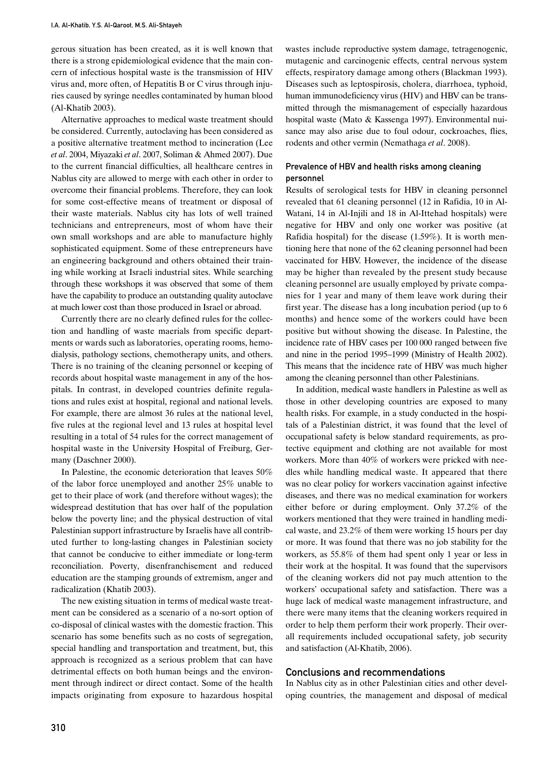gerous situation has been created, as it is well known that there is a strong epidemiological evidence that the main concern of infectious hospital waste is the transmission of HIV virus and, more often, of Hepatitis B or C virus through injuries caused by syringe needles contaminated by human blood (Al-Khatib 2003).

Alternative approaches to medical waste treatment should be considered. Currently, autoclaving has been considered as a positive alternative treatment method to incineration (Lee *et al*. 2004, Miyazaki *et al*. 2007, Soliman & Ahmed 2007). Due to the current financial difficulties, all healthcare centres in Nablus city are allowed to merge with each other in order to overcome their financial problems. Therefore, they can look for some cost-effective means of treatment or disposal of their waste materials. Nablus city has lots of well trained technicians and entrepreneurs, most of whom have their own small workshops and are able to manufacture highly sophisticated equipment. Some of these entrepreneurs have an engineering background and others obtained their training while working at Israeli industrial sites. While searching through these workshops it was observed that some of them have the capability to produce an outstanding quality autoclave at much lower cost than those produced in Israel or abroad.

Currently there are no clearly defined rules for the collection and handling of waste maerials from specific departments or wards such as laboratories, operating rooms, hemodialysis, pathology sections, chemotherapy units, and others. There is no training of the cleaning personnel or keeping of records about hospital waste management in any of the hospitals. In contrast, in developed countries definite regulations and rules exist at hospital, regional and national levels. For example, there are almost 36 rules at the national level, five rules at the regional level and 13 rules at hospital level resulting in a total of 54 rules for the correct management of hospital waste in the University Hospital of Freiburg, Germany (Daschner 2000).

In Palestine, the economic deterioration that leaves 50% of the labor force unemployed and another 25% unable to get to their place of work (and therefore without wages); the widespread destitution that has over half of the population below the poverty line; and the physical destruction of vital Palestinian support infrastructure by Israelis have all contributed further to long-lasting changes in Palestinian society that cannot be conducive to either immediate or long-term reconciliation. Poverty, disenfranchisement and reduced education are the stamping grounds of extremism, anger and radicalization (Khatib 2003).

The new existing situation in terms of medical waste treatment can be considered as a scenario of a no-sort option of co-disposal of clinical wastes with the domestic fraction. This scenario has some benefits such as no costs of segregation, special handling and transportation and treatment, but, this approach is recognized as a serious problem that can have detrimental effects on both human beings and the environment through indirect or direct contact. Some of the health impacts originating from exposure to hazardous hospital wastes include reproductive system damage, tetragenogenic, mutagenic and carcinogenic effects, central nervous system effects, respiratory damage among others (Blackman 1993). Diseases such as leptospirosis, cholera, diarrhoea, typhoid, human immunodeficiency virus (HIV) and HBV can be transmitted through the mismanagement of especially hazardous hospital waste (Mato & Kassenga 1997). Environmental nuisance may also arise due to foul odour, cockroaches, flies, rodents and other vermin (Nemathaga *et al*. 2008).

### Prevalence of HBV and health risks among cleaning personnel

Results of serological tests for HBV in cleaning personnel revealed that 61 cleaning personnel (12 in Rafidia, 10 in Al-Watani, 14 in Al-Injili and 18 in Al-Ittehad hospitals) were negative for HBV and only one worker was positive (at Rafidia hospital) for the disease (1.59%). It is worth mentioning here that none of the 62 cleaning personnel had been vaccinated for HBV. However, the incidence of the disease may be higher than revealed by the present study because cleaning personnel are usually employed by private companies for 1 year and many of them leave work during their first year. The disease has a long incubation period (up to 6 months) and hence some of the workers could have been positive but without showing the disease. In Palestine, the incidence rate of HBV cases per 100 000 ranged between five and nine in the period 1995–1999 (Ministry of Health 2002). This means that the incidence rate of HBV was much higher among the cleaning personnel than other Palestinians.

In addition, medical waste handlers in Palestine as well as those in other developing countries are exposed to many health risks. For example, in a study conducted in the hospitals of a Palestinian district, it was found that the level of occupational safety is below standard requirements, as protective equipment and clothing are not available for most workers. More than 40% of workers were pricked with needles while handling medical waste. It appeared that there was no clear policy for workers vaccination against infective diseases, and there was no medical examination for workers either before or during employment. Only 37.2% of the workers mentioned that they were trained in handling medical waste, and 23.2% of them were working 15 hours per day or more. It was found that there was no job stability for the workers, as 55.8% of them had spent only 1 year or less in their work at the hospital. It was found that the supervisors of the cleaning workers did not pay much attention to the workers' occupational safety and satisfaction. There was a huge lack of medical waste management infrastructure, and there were many items that the cleaning workers required in order to help them perform their work properly. Their overall requirements included occupational safety, job security and satisfaction (Al-Khatib, 2006).

## Conclusions and recommendations

In Nablus city as in other Palestinian cities and other developing countries, the management and disposal of medical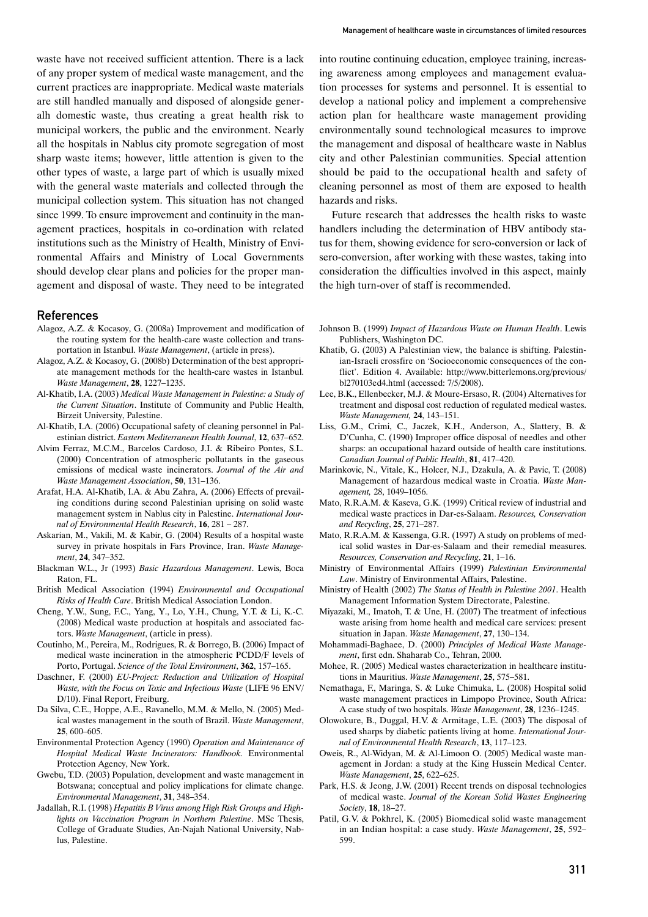waste have not received sufficient attention. There is a lack of any proper system of medical waste management, and the current practices are inappropriate. Medical waste materials are still handled manually and disposed of alongside generalh domestic waste, thus creating a great health risk to municipal workers, the public and the environment. Nearly all the hospitals in Nablus city promote segregation of most sharp waste items; however, little attention is given to the other types of waste, a large part of which is usually mixed with the general waste materials and collected through the municipal collection system. This situation has not changed since 1999. To ensure improvement and continuity in the management practices, hospitals in co-ordination with related institutions such as the Ministry of Health, Ministry of Environmental Affairs and Ministry of Local Governments should develop clear plans and policies for the proper management and disposal of waste. They need to be integrated into routine continuing education, employee training, increasing awareness among employees and management evaluation processes for systems and personnel. It is essential to develop a national policy and implement a comprehensive action plan for healthcare waste management providing environmentally sound technological measures to improve the management and disposal of healthcare waste in Nablus city and other Palestinian communities. Special attention should be paid to the occupational health and safety of cleaning personnel as most of them are exposed to health hazards and risks.

Future research that addresses the health risks to waste handlers including the determination of HBV antibody status for them, showing evidence for sero-conversion or lack of sero-conversion, after working with these wastes, taking into consideration the difficulties involved in this aspect, mainly the high turn-over of staff is recommended.

## References

Alagoz, A.Z. & Kocasoy, G. (2008a) Improvement and modification of the routing system for the health-care waste collection and transportation in Istanbul. *Waste Management*, (article in press).

Alagoz, A.Z. & Kocasoy, G. (2008b) Determination of the best appropriate management methods for the health-care wastes in Istanbul. *Waste Management*, **28**, 1227–1235.

Al-Khatib, I.A. (2003) *Medical Waste Management in Palestine: a Study of the Current Situation*. Institute of Community and Public Health, Birzeit University, Palestine.

Al-Khatib, I.A. (2006) Occupational safety of cleaning personnel in Palestinian district. *Eastern Mediterranean Health Journal*, **12**, 637–652.

Alvim Ferraz, M.C.M., Barcelos Cardoso, J.I. & Ribeiro Pontes, S.L. (2000) Concentration of atmospheric pollutants in the gaseous emissions of medical waste incinerators. *Journal of the Air and Waste Management Association*, **50**, 131–136.

Arafat, H.A. Al-Khatib, I.A. & Abu Zahra, A. (2006) Effects of prevailing conditions during second Palestinian uprising on solid waste management system in Nablus city in Palestine. *International Journal of Environmental Health Research*, **16**, 281 – 287.

Askarian, M., Vakili, M. & Kabir, G. (2004) Results of a hospital waste survey in private hospitals in Fars Province, Iran. *Waste Management*, **24**, 347–352.

Blackman W.L., Jr (1993) *Basic Hazardous Management*. Lewis, Boca Raton, FL.

British Medical Association (1994) *Environmental and Occupational Risks of Health Care*. British Medical Association London.

Cheng, Y.W., Sung, F.C., Yang, Y., Lo, Y.H., Chung, Y.T. & Li, K.-C. (2008) Medical waste production at hospitals and associated factors. *Waste Management*, (article in press).

Coutinho, M., Pereira, M., Rodrigues, R. & Borrego, B. (2006) Impact of medical waste incineration in the atmospheric PCDD/F levels of Porto, Portugal. *Science of the Total Environment*, **362**, 157–165.

Daschner, F. (2000) *EU-Project: Reduction and Utilization of Hospital Waste, with the Focus on Toxic and Infectious Waste* (LIFE 96 ENV/D/10). Final Report, Freiburg.

Da Silva, C.E., Hoppe, A.E., Ravanello, M.M. & Mello, N. (2005) Medical wastes management in the south of Brazil. *Waste Management*, **25**, 600–605.

Environmental Protection Agency (1990) *Operation and Maintenance of Hospital Medical Waste Incinerators: Handbook.* Environmental Protection Agency, New York.

Gwebu, T.D. (2003) Population, development and waste management in Botswana; conceptual and policy implications for climate change. *Environmental Management*, **31**, 348–354.

Jadallah, R.I. (1998) *Hepatitis B Virus among High Risk Groups and Highlights on Vaccination Program in Northern Palestine*. MSc Thesis, College of Graduate Studies, An-Najah National University, Nablus, Palestine.

Johnson B. (1999) *Impact of Hazardous Waste on Human Health*. Lewis Publishers, Washington DC.

Khatib, G. (2003) A Palestinian view, the balance is shifting. Palestinian-Israeli crossfire on 'Socioeconomic consequences of the conflict'. Edition 4. Available: http://www.bitterlemons.org/previous/bl270103ed4.html (accessed: 7/5/2008).

Lee, B.K., Ellenbecker, M.J. & Moure-Ersaso, R. (2004) Alternatives for treatment and disposal cost reduction of regulated medical wastes. *Waste Management,* **24**, 143–151.

Liss, G.M., Crimi, C., Jaczek, K.H., Anderson, A., Slattery, B. & D'Cunha, C. (1990) Improper office disposal of needles and other sharps: an occupational hazard outside of health care institutions. *Canadian Journal of Public Health*, **81**, 417–420.

Marinkovic, N., Vitale, K., Holcer, N.J., Dzakula, A. & Pavic, T. (2008) Management of hazardous medical waste in Croatia. *Waste Management,* 28, 1049–1056.

Mato, R.R.A.M. & Kaseva, G.K. (1999) Critical review of industrial and medical waste practices in Dar-es-Salaam. *Resources, Conservation and Recycling*, **25**, 271–287.

Mato, R.R.A.M. & Kassenga, G.R. (1997) A study on problems of medical solid wastes in Dar-es-Salaam and their remedial measures. *Resources, Conservation and Recycling*, **21**, 1–16.

Ministry of Environmental Affairs (1999) *Palestinian Environmental Law*. Ministry of Environmental Affairs, Palestine.

Ministry of Health (2002) *The Status of Health in Palestine 2001*. Health Management Information System Directorate, Palestine.

Miyazaki, M., Imatoh, T. & Une, H. (2007) The treatment of infectious waste arising from home health and medical care services: present situation in Japan. *Waste Management*, **27**, 130–134.

Mohammadi-Baghaee, D. (2000) *Principles of Medical Waste Management*, first edn. Shaharab Co., Tehran, 2000.

Mohee, R. (2005) Medical wastes characterization in healthcare institutions in Mauritius. *Waste Management*, **25**, 575–581.

Nemathaga, F., Maringa, S. & Luke Chimuka, L. (2008) Hospital solid waste management practices in Limpopo Province, South Africa: A case study of two hospitals. *Waste Management*, **28**, 1236–1245.

Olowokure, B., Duggal, H.V. & Armitage, L.E. (2003) The disposal of used sharps by diabetic patients living at home. *International Journal of Environmental Health Research*, **13**, 117–123.

Oweis, R., Al-Widyan, M. & Al-Limoon O. (2005) Medical waste management in Jordan: a study at the King Hussein Medical Center. *Waste Management*, **25**, 622–625.

Park, H.S. & Jeong, J.W. (2001) Recent trends on disposal technologies of medical waste. *Journal of the Korean Solid Wastes Engineering Society*, **18**, 18–27.

Patil, G.V. & Pokhrel, K. (2005) Biomedical solid waste management in an Indian hospital: a case study. *Waste Management*, **25**, 592–599.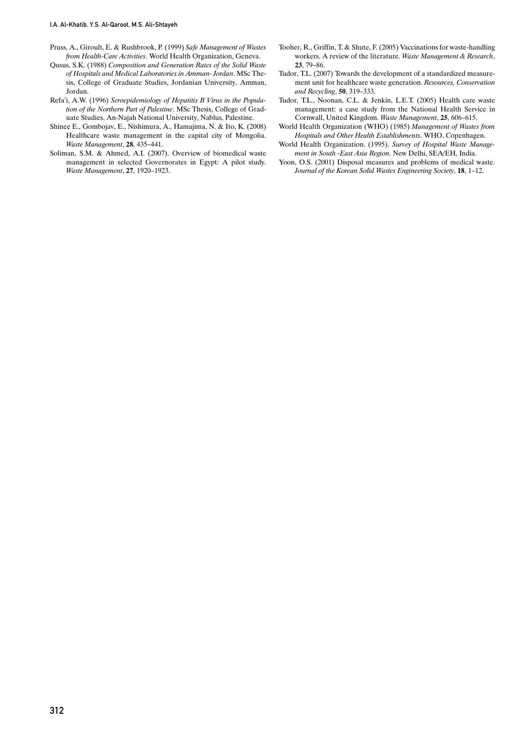Pruss, A., Giroult, E. & Rushbrook, P. (1999) *Safe Management of Wastes from Health-Care Activities*. World Health Organization, Geneva.

Qusus, S.K. (1988) *Composition and Generation Rates of the Solid Waste of Hospitals and Medical Laboratories in Amman- Jordan*. MSc Thesis, College of Graduate Studies, Jordanian University, Amman, Jordan.

Refa'i, A.W. (1996) *Seroepidemiology of Hepatitis B Virus in the Population of the Northern Part of Palestine*. MSc Thesis, College of Graduate Studies, An-Najah National University, Nablus, Palestine.

Shinee E., Gombojav, E., Nishimura, A., Hamajima, N. & Ito, K. (2008) Healthcare waste management in the capital city of Mongolia. *Waste Management*, **28**, 435–441.

Soliman, S.M. & Ahmed, A.I. (2007). Overview of biomedical waste management in selected Governorates in Egypt: A pilot study. *Waste Management*, **27**, 1920–1923.

Tooher, R., Griffin, T. & Shute, F. (2005) Vaccinations for waste-handling workers. A review of the literature. *Waste Management & Research*, **23**, 79–86.

Tudor, T.L. (2007) Towards the development of a standardized measurement unit for healthcare waste generation. *Resources, Conservation and Recycling*, **50**, 319–333.

Tudor, T.L., Noonan, C.L. & Jenkin, L.E.T. (2005) Health care waste management: a case study from the National Health Service in Cornwall, United Kingdom. *Waste Management*, **25**, 606–615.

World Health Organization (WHO) (1985) *Management of Wastes from Hospitals and Other Health Establishments*. WHO, Copenhagen.

World Health Organization. (1995). *Survey of Hospital Waste Management in South -East Asia Region*. New Delhi, SEA/EH, India.

Yoon, O.S. (2001) Disposal measures and problems of medical waste. *Journal of the Korean Solid Wastes Engineering Society*, **18**, 1–12.